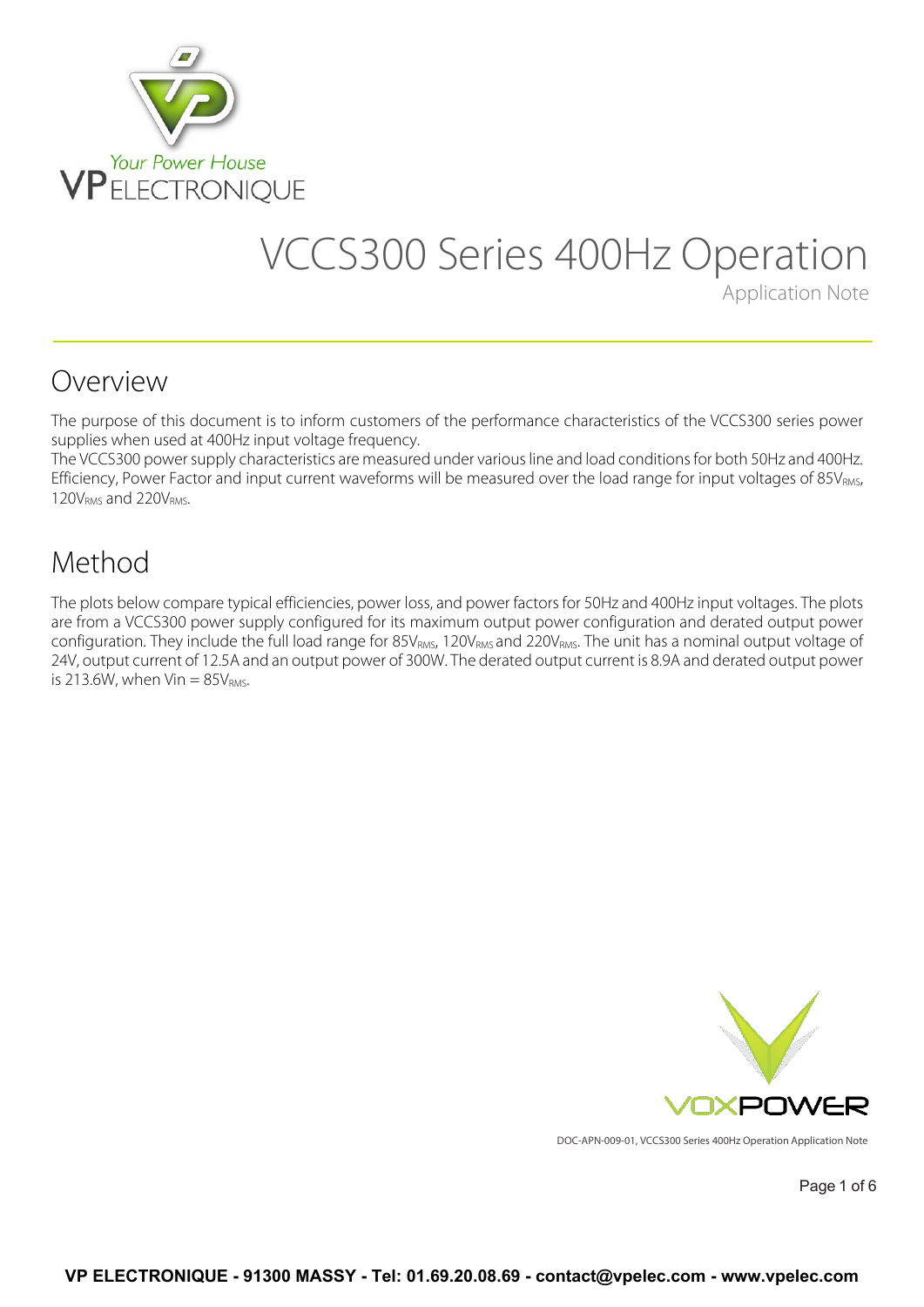# VCCS300 Series 400Hz Operation

Application Note

## Overview

The purpose of this document is to inform customers of the performance characteristics of the VCCS300 series power supplies when used at 400Hz input voltage frequency.
The VCCS300 power supply characteristics are measured under various line and load conditions for both 50Hz and 400Hz. Efficiency, Power Factor and input current waveforms will be measured over the load range for input voltages of $85V_{RMS}$, $120V_{RMS}$ and $220V_{RMS}$.

## Method

The plots below compare typical efficiencies, power loss, and power factors for 50Hz and 400Hz input voltages. The plots are from a VCCS300 power supply configured for its maximum output power configuration and derated output power configuration. They include the full load range for $85V_{RMS}$, $120V_{RMS}$ and $220V_{RMS}$. The unit has a nominal output voltage of 24V, output current of 12.5A and an output power of 300W. The derated output current is 8.9A and derated output power is 213.6W, when Vin = $85V_{RMS}$.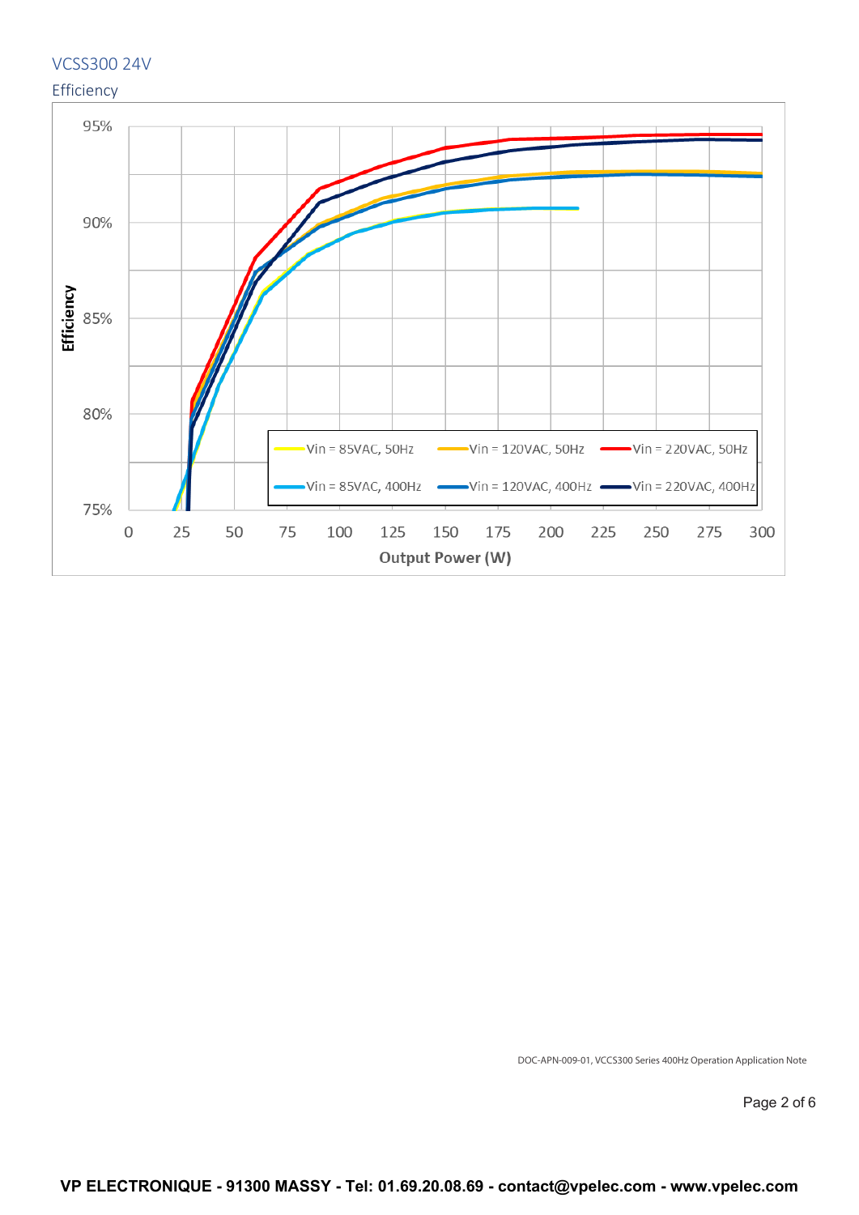## VCSS300 24V

### Efficiency

Efficiency

95%

90%

85%

80%

75%

0 25 50 75 100 125 150 175 200 225 250 275 300

Output Power (W)

Vin = 85VAC, 50Hz
Vin = 120VAC, 50Hz
Vin = 220VAC, 50Hz
Vin = 85VAC, 400Hz
Vin = 120VAC, 400Hz
Vin = 220VAC, 400Hz

DOC-APN-009-01, VCCS300 Series 400Hz Operation Application Note

**VP ELECTRONIQUE - 91300 MASSY - Tel: 01.69.20.08.69 - contact@vpelec.com - www.vpelec.com**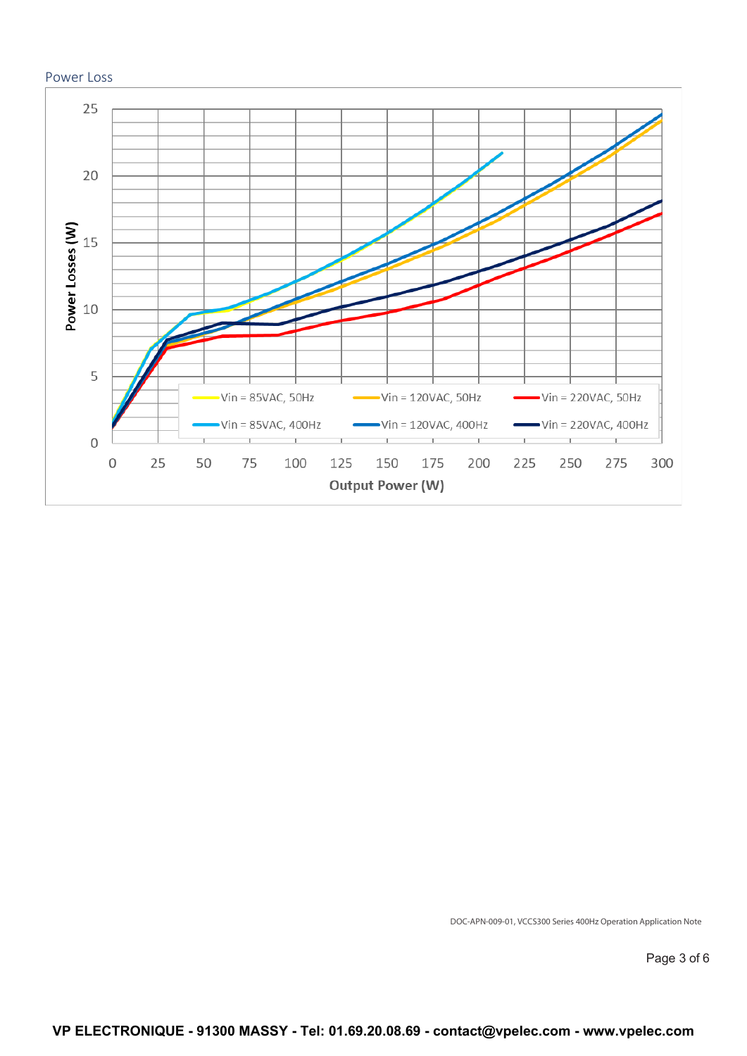Power Loss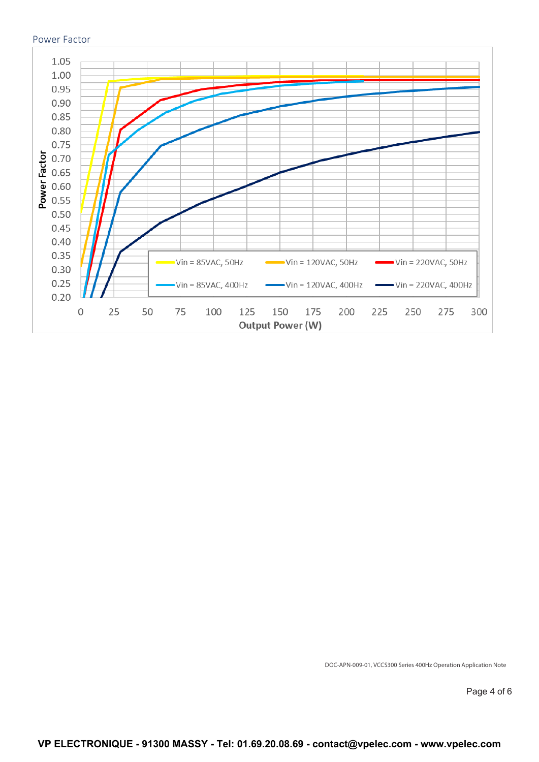## Power Factor

Power Factor vs. Output Power (W)

- Vin = 85VAC, 50Hz
- Vin = 120VAC, 50Hz
- Vin = 220VAC, 50Hz
- Vin = 85VAC, 400Hz
- Vin = 120VAC, 400Hz
- Vin = 220VAC, 400Hz

DOC-APN-009-01, VCCS300 Series 400Hz Operation Application Note

VP ELECTRONIQUE - 91300 MASSY - Tel: 01.69.20.08.69 - contact@vpelec.com - www.vpelec.com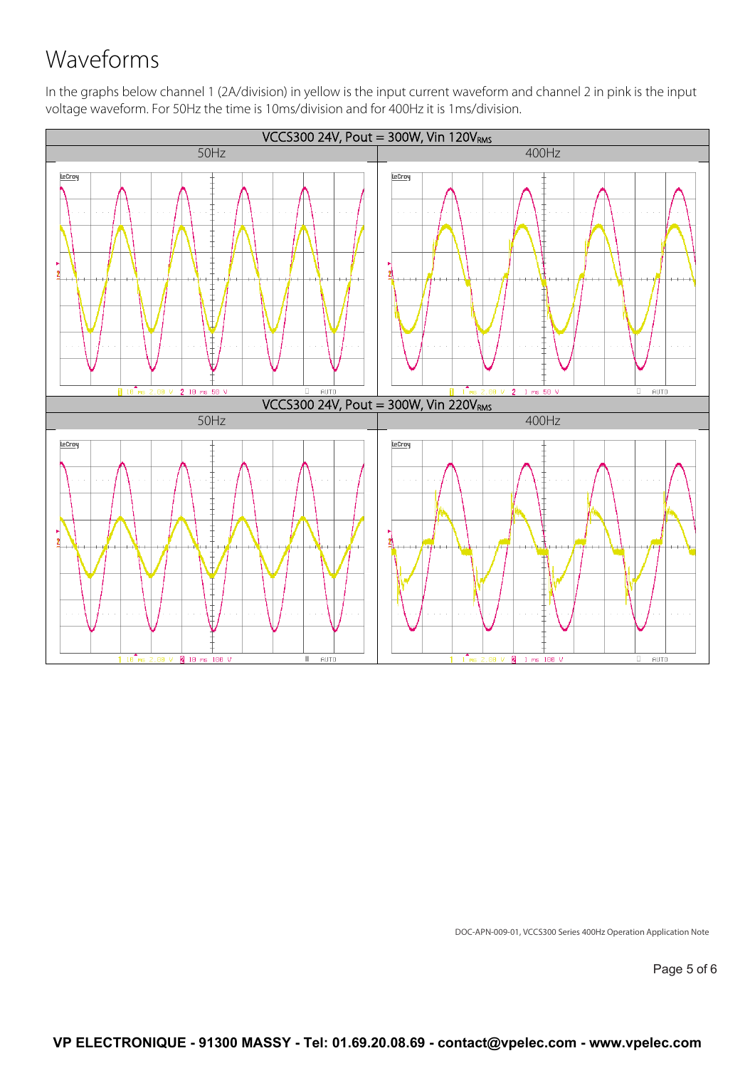# Waveforms

In the graphs below channel 1 (2A/division) in yellow is the input current waveform and channel 2 in pink is the input voltage waveform. For 50Hz the time is 10ms/division and for 400Hz it is 1ms/division.

| VCCS300 24V, Pout = 300W, Vin 120V$_{RMS}$ | |
|---|---|
| 50Hz | 400Hz |

| VCCS300 24V, Pout = 300W, Vin 220V$_{RMS}$ | |
|---|---|
| 50Hz | 400Hz |

DOC-APN-009-01, VCCS300 Series 400Hz Operation Application Note

**VP ELECTRONIQUE - 91300 MASSY - Tel: 01.69.20.08.69 - contact@vpelec.com - www.vpelec.com**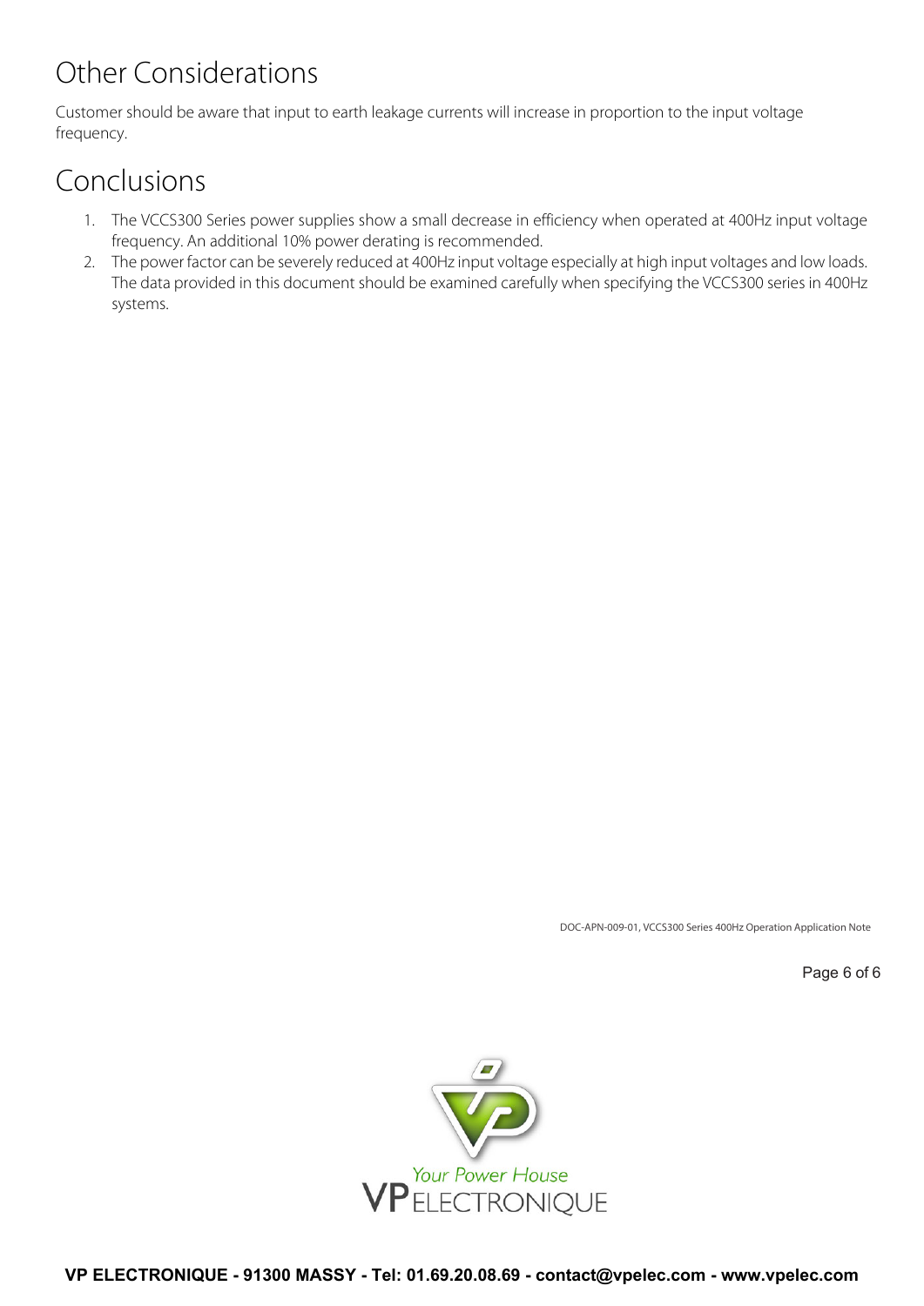## Other Considerations

Customer should be aware that input to earth leakage currents will increase in proportion to the input voltage frequency.

## Conclusions

1. The VCCS300 Series power supplies show a small decrease in efficiency when operated at 400Hz input voltage frequency. An additional 10% power derating is recommended.
2. The power factor can be severely reduced at 400Hz input voltage especially at high input voltages and low loads. The data provided in this document should be examined carefully when specifying the VCCS300 series in 400Hz systems.